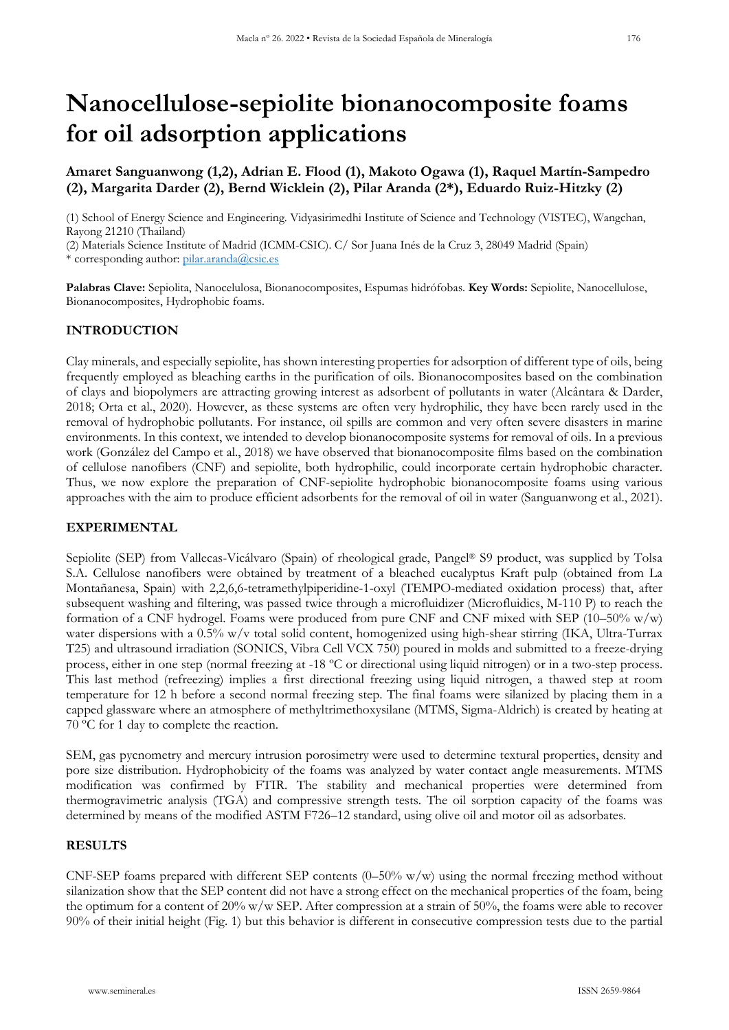# Nanocellulose-sepiolite bionanocomposite foams for oil adsorption applications

**Amaret Sanguanwong (1,2), Adrian E. Flood (1), Makoto Ogawa (1), Raquel Martín-Sampedro (2), Margarita Darder (2), Bernd Wicklein (2), Pilar Aranda (2*), Eduardo Ruiz-Hitzky (2)**

(1) School of Energy Science and Engineering. Vidyasirimedhi Institute of Science and Technology (VISTEC), Wangchan, Rayong 21210 (Thailand)
(2) Materials Science Institute of Madrid (ICMM-CSIC). C/ Sor Juana Inés de la Cruz 3, 28049 Madrid (Spain)
* corresponding author: pilar.aranda@csic.es

**Palabras Clave:** Sepiolita, Nanocelulosa, Bionanocomposites, Espumas hidrófobas. **Key Words:** Sepiolite, Nanocellulose, Bionanocomposites, Hydrophobic foams.

## INTRODUCTION

Clay minerals, and especially sepiolite, has shown interesting properties for adsorption of different type of oils, being frequently employed as bleaching earths in the purification of oils. Bionanocomposites based on the combination of clays and biopolymers are attracting growing interest as adsorbent of pollutants in water (Alcântara & Darder, 2018; Orta et al., 2020). However, as these systems are often very hydrophilic, they have been rarely used in the removal of hydrophobic pollutants. For instance, oil spills are common and very often severe disasters in marine environments. In this context, we intended to develop bionanocomposite systems for removal of oils. In a previous work (González del Campo et al., 2018) we have observed that bionanocomposite films based on the combination of cellulose nanofibers (CNF) and sepiolite, both hydrophilic, could incorporate certain hydrophobic character. Thus, we now explore the preparation of CNF-sepiolite hydrophobic bionanocomposite foams using various approaches with the aim to produce efficient adsorbents for the removal of oil in water (Sanguanwong et al., 2021).

## EXPERIMENTAL

Sepiolite (SEP) from Vallecas-Vicálvaro (Spain) of rheological grade, Pangel® S9 product, was supplied by Tolsa S.A. Cellulose nanofibers were obtained by treatment of a bleached eucalyptus Kraft pulp (obtained from La Montañanesa, Spain) with 2,2,6,6-tetramethylpiperidine-1-oxyl (TEMPO-mediated oxidation process) that, after subsequent washing and filtering, was passed twice through a microfluidizer (Microfluidics, M-110 P) to reach the formation of a CNF hydrogel. Foams were produced from pure CNF and CNF mixed with SEP (10–50% w/w) water dispersions with a 0.5% w/v total solid content, homogenized using high-shear stirring (IKA, Ultra-Turrax T25) and ultrasound irradiation (SONICS, Vibra Cell VCX 750) poured in molds and submitted to a freeze-drying process, either in one step (normal freezing at -18 ºC or directional using liquid nitrogen) or in a two-step process. This last method (refreezing) implies a first directional freezing using liquid nitrogen, a thawed step at room temperature for 12 h before a second normal freezing step. The final foams were silanized by placing them in a capped glassware where an atmosphere of methyltrimethoxysilane (MTMS, Sigma-Aldrich) is created by heating at 70 ºC for 1 day to complete the reaction.

SEM, gas pycnometry and mercury intrusion porosimetry were used to determine textural properties, density and pore size distribution. Hydrophobicity of the foams was analyzed by water contact angle measurements. MTMS modification was confirmed by FTIR. The stability and mechanical properties were determined from thermogravimetric analysis (TGA) and compressive strength tests. The oil sorption capacity of the foams was determined by means of the modified ASTM F726–12 standard, using olive oil and motor oil as adsorbates.

## RESULTS

CNF-SEP foams prepared with different SEP contents (0–50% w/w) using the normal freezing method without silanization show that the SEP content did not have a strong effect on the mechanical properties of the foam, being the optimum for a content of 20% w/w SEP. After compression at a strain of 50%, the foams were able to recover 90% of their initial height (Fig. 1) but this behavior is different in consecutive compression tests due to the partial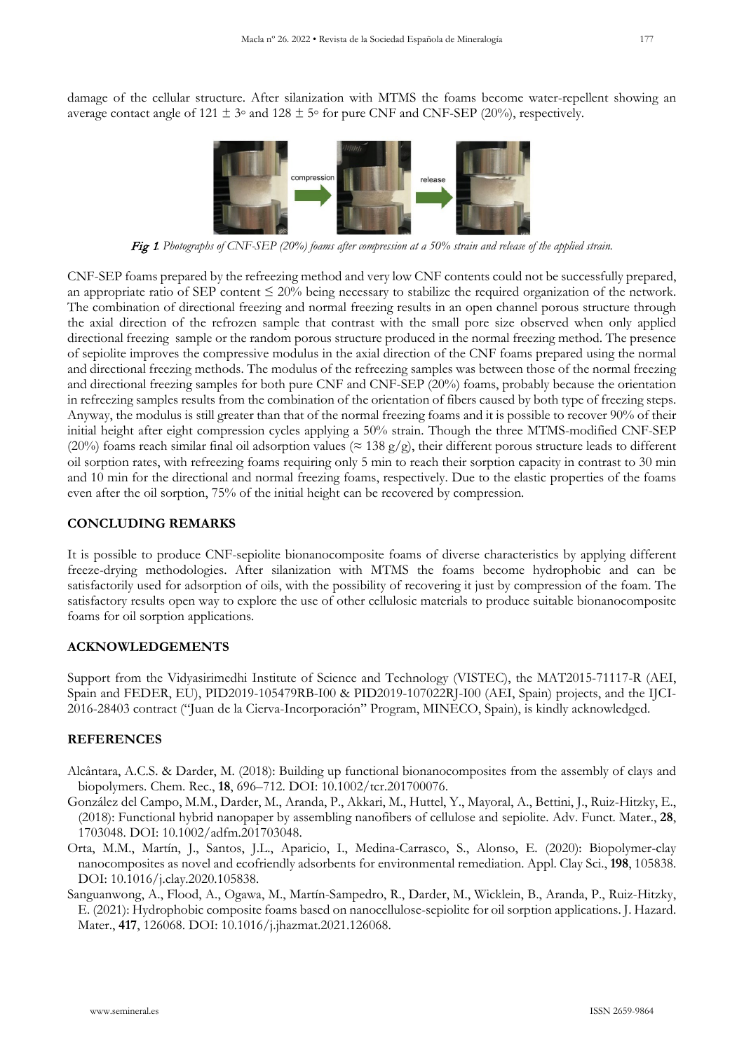damage of the cellular structure. After silanization with MTMS the foams become water-repellent showing an average contact angle of 121 ± 3° and 128 ± 5° for pure CNF and CNF-SEP (20%), respectively.

compression

release

***Fig 1**. Photographs of CNF-SEP (20%) foams after compression at a 50% strain and release of the applied strain.*

CNF-SEP foams prepared by the refreezing method and very low CNF contents could not be successfully prepared, an appropriate ratio of SEP content ≤ 20% being necessary to stabilize the required organization of the network. The combination of directional freezing and normal freezing results in an open channel porous structure through the axial direction of the refrozen sample that contrast with the small pore size observed when only applied directional freezing sample or the random porous structure produced in the normal freezing method. The presence of sepiolite improves the compressive modulus in the axial direction of the CNF foams prepared using the normal and directional freezing methods. The modulus of the refreezing samples was between those of the normal freezing and directional freezing samples for both pure CNF and CNF-SEP (20%) foams, probably because the orientation in refreezing samples results from the combination of the orientation of fibers caused by both type of freezing steps. Anyway, the modulus is still greater than that of the normal freezing foams and it is possible to recover 90% of their initial height after eight compression cycles applying a 50% strain. Though the three MTMS-modified CNF-SEP (20%) foams reach similar final oil adsorption values (≈ 138 g/g), their different porous structure leads to different oil sorption rates, with refreezing foams requiring only 5 min to reach their sorption capacity in contrast to 30 min and 10 min for the directional and normal freezing foams, respectively. Due to the elastic properties of the foams even after the oil sorption, 75% of the initial height can be recovered by compression.

## CONCLUDING REMARKS

It is possible to produce CNF-sepiolite bionanocomposite foams of diverse characteristics by applying different freeze-drying methodologies. After silanization with MTMS the foams become hydrophobic and can be satisfactorily used for adsorption of oils, with the possibility of recovering it just by compression of the foam. The satisfactory results open way to explore the use of other cellulosic materials to produce suitable bionanocomposite foams for oil sorption applications.

## ACKNOWLEDGEMENTS

Support from the Vidyasirimedhi Institute of Science and Technology (VISTEC), the MAT2015-71117-R (AEI, Spain and FEDER, EU), PID2019-105479RB-I00 & PID2019-107022RJ-I00 (AEI, Spain) projects, and the IJCI-2016-28403 contract ("Juan de la Cierva-Incorporación" Program, MINECO, Spain), is kindly acknowledged.

## REFERENCES

Alcântara, A.C.S. & Darder, M. (2018): Building up functional bionanocomposites from the assembly of clays and biopolymers. Chem. Rec., **18**, 696–712. DOI: 10.1002/tcr.201700076.

González del Campo, M.M., Darder, M., Aranda, P., Akkari, M., Huttel, Y., Mayoral, A., Bettini, J., Ruiz-Hitzky, E., (2018): Functional hybrid nanopaper by assembling nanofibers of cellulose and sepiolite. Adv. Funct. Mater., **28**, 1703048. DOI: 10.1002/adfm.201703048.

Orta, M.M., Martín, J., Santos, J.L., Aparicio, I., Medina-Carrasco, S., Alonso, E. (2020): Biopolymer-clay nanocomposites as novel and ecofriendly adsorbents for environmental remediation. Appl. Clay Sci., **198**, 105838. DOI: 10.1016/j.clay.2020.105838.

Sanguanwong, A., Flood, A., Ogawa, M., Martín-Sampedro, R., Darder, M., Wicklein, B., Aranda, P., Ruiz-Hitzky, E. (2021): Hydrophobic composite foams based on nanocellulose-sepiolite for oil sorption applications. J. Hazard. Mater., **417**, 126068. DOI: 10.1016/j.jhazmat.2021.126068.